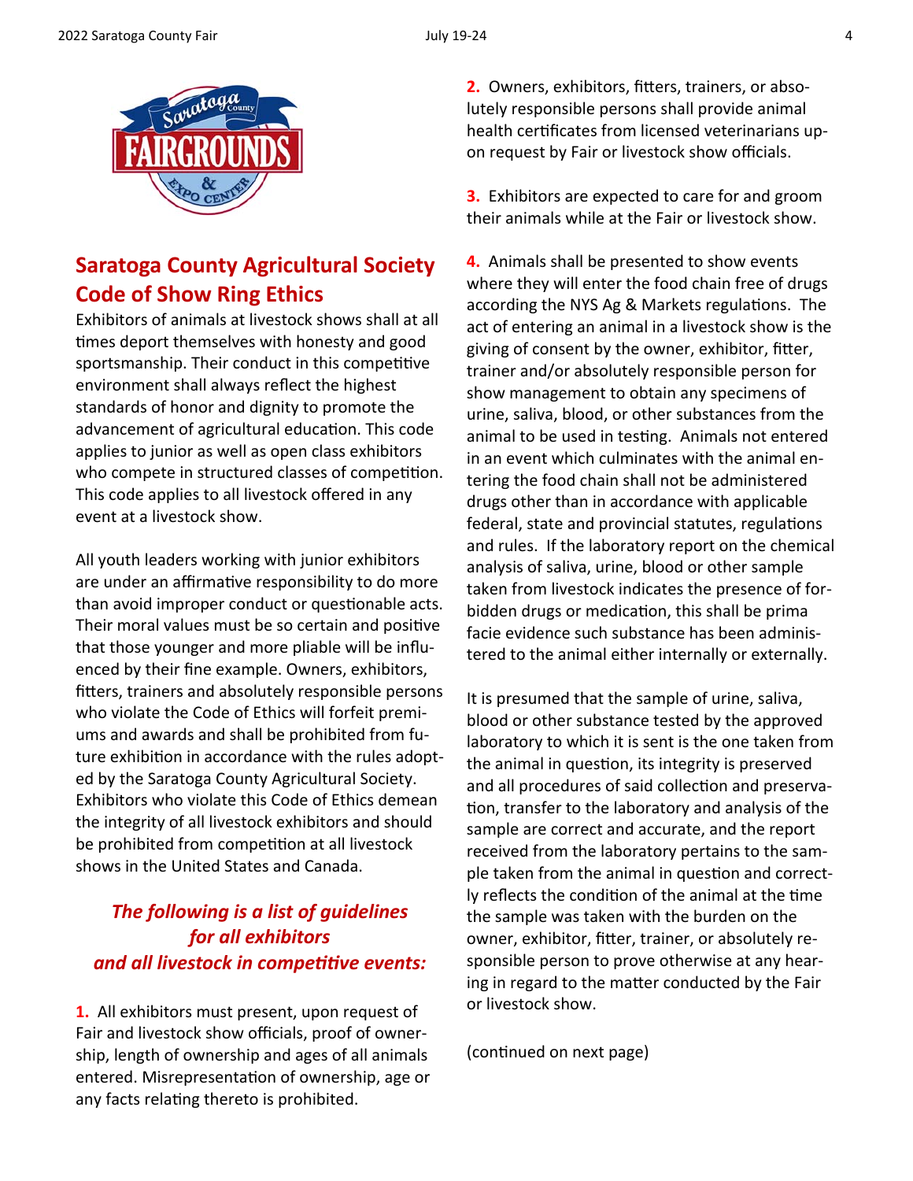## Saratoga County Agricultural Society Code of Show Ring Ethics

Exhibitors of animals at livestock shows shall at all times deport themselves with honesty and good sportsmanship. Their conduct in this competitive environment shall always reflect the highest standards of honor and dignity to promote the advancement of agricultural education. This code applies to junior as well as open class exhibitors who compete in structured classes of competition. This code applies to all livestock offered in any event at a livestock show.

All youth leaders working with junior exhibitors are under an affirmative responsibility to do more than avoid improper conduct or questionable acts. Their moral values must be so certain and positive that those younger and more pliable will be influenced by their fine example. Owners, exhibitors, fitters, trainers and absolutely responsible persons who violate the Code of Ethics will forfeit premiums and awards and shall be prohibited from future exhibition in accordance with the rules adopted by the Saratoga County Agricultural Society. Exhibitors who violate this Code of Ethics demean the integrity of all livestock exhibitors and should be prohibited from competition at all livestock shows in the United States and Canada.

### *The following is a list of guidelines for all exhibitors and all livestock in competitive events:*

**1.** All exhibitors must present, upon request of Fair and livestock show officials, proof of ownership, length of ownership and ages of all animals entered. Misrepresentation of ownership, age or any facts relating thereto is prohibited.

**2.** Owners, exhibitors, fitters, trainers, or absolutely responsible persons shall provide animal health certificates from licensed veterinarians upon request by Fair or livestock show officials.

**3.** Exhibitors are expected to care for and groom their animals while at the Fair or livestock show.

**4.** Animals shall be presented to show events where they will enter the food chain free of drugs according the NYS Ag & Markets regulations. The act of entering an animal in a livestock show is the giving of consent by the owner, exhibitor, fitter, trainer and/or absolutely responsible person for show management to obtain any specimens of urine, saliva, blood, or other substances from the animal to be used in testing. Animals not entered in an event which culminates with the animal entering the food chain shall not be administered drugs other than in accordance with applicable federal, state and provincial statutes, regulations and rules. If the laboratory report on the chemical analysis of saliva, urine, blood or other sample taken from livestock indicates the presence of forbidden drugs or medication, this shall be prima facie evidence such substance has been administered to the animal either internally or externally.

It is presumed that the sample of urine, saliva, blood or other substance tested by the approved laboratory to which it is sent is the one taken from the animal in question, its integrity is preserved and all procedures of said collection and preservation, transfer to the laboratory and analysis of the sample are correct and accurate, and the report received from the laboratory pertains to the sample taken from the animal in question and correctly reflects the condition of the animal at the time the sample was taken with the burden on the owner, exhibitor, fitter, trainer, or absolutely responsible person to prove otherwise at any hearing in regard to the matter conducted by the Fair or livestock show.

(continued on next page)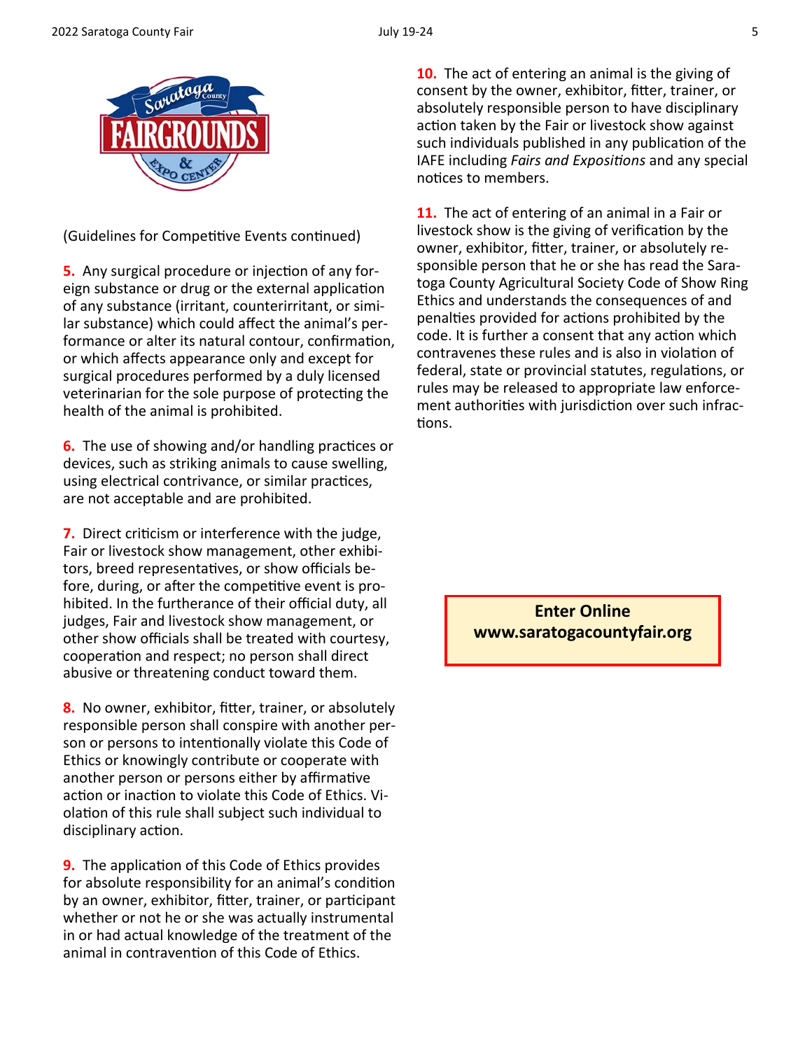(Guidelines for Competitive Events continued)

**5.** Any surgical procedure or injection of any foreign substance or drug or the external application of any substance (irritant, counterirritant, or similar substance) which could affect the animal's performance or alter its natural contour, confirmation, or which affects appearance only and except for surgical procedures performed by a duly licensed veterinarian for the sole purpose of protecting the health of the animal is prohibited.

**6.** The use of showing and/or handling practices or devices, such as striking animals to cause swelling, using electrical contrivance, or similar practices, are not acceptable and are prohibited.

**7.** Direct criticism or interference with the judge, Fair or livestock show management, other exhibitors, breed representatives, or show officials before, during, or after the competitive event is prohibited. In the furtherance of their official duty, all judges, Fair and livestock show management, or other show officials shall be treated with courtesy, cooperation and respect; no person shall direct abusive or threatening conduct toward them.

**8.** No owner, exhibitor, fitter, trainer, or absolutely responsible person shall conspire with another person or persons to intentionally violate this Code of Ethics or knowingly contribute or cooperate with another person or persons either by affirmative action or inaction to violate this Code of Ethics. Violation of this rule shall subject such individual to disciplinary action.

**9.** The application of this Code of Ethics provides for absolute responsibility for an animal's condition by an owner, exhibitor, fitter, trainer, or participant whether or not he or she was actually instrumental in or had actual knowledge of the treatment of the animal in contravention of this Code of Ethics.

**10.** The act of entering an animal is the giving of consent by the owner, exhibitor, fitter, trainer, or absolutely responsible person to have disciplinary action taken by the Fair or livestock show against such individuals published in any publication of the IAFE including *Fairs and Expositions* and any special notices to members.

**11.** The act of entering of an animal in a Fair or livestock show is the giving of verification by the owner, exhibitor, fitter, trainer, or absolutely responsible person that he or she has read the Saratoga County Agricultural Society Code of Show Ring Ethics and understands the consequences of and penalties provided for actions prohibited by the code. It is further a consent that any action which contravenes these rules and is also in violation of federal, state or provincial statutes, regulations, or rules may be released to appropriate law enforcement authorities with jurisdiction over such infractions.

**Enter Online**
**www.saratogacountyfair.org**